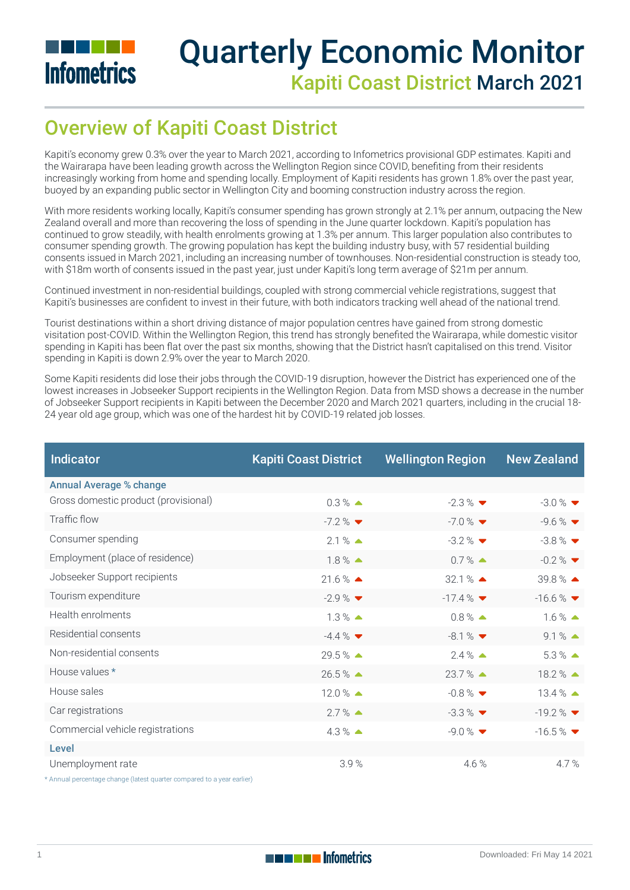# Quarterly Economic Monitor

## Kapiti Coast District March 2021

## Overview of Kapiti Coast District

Kapiti's economy grew 0.3% over the year to March 2021, according to Infometrics provisional GDP estimates. Kapiti and the Wairarapa have been leading growth across the Wellington Region since COVID, benefiting from their residents increasingly working from home and spending locally. Employment of Kapiti residents has grown 1.8% over the past year, buoyed by an expanding public sector in Wellington City and booming construction industry across the region.

With more residents working locally, Kapiti's consumer spending has grown strongly at 2.1% per annum, outpacing the New Zealand overall and more than recovering the loss of spending in the June quarter lockdown. Kapiti's population has continued to grow steadily, with health enrolments growing at 1.3% per annum. This larger population also contributes to consumer spending growth. The growing population has kept the building industry busy, with 57 residential building consents issued in March 2021, including an increasing number of townhouses. Non-residential construction is steady too, with $18m worth of consents issued in the past year, just under Kapiti's long term average of $21m per annum.

Continued investment in non-residential buildings, coupled with strong commercial vehicle registrations, suggest that Kapiti's businesses are confident to invest in their future, with both indicators tracking well ahead of the national trend.

Tourist destinations within a short driving distance of major population centres have gained from strong domestic visitation post-COVID. Within the Wellington Region, this trend has strongly benefited the Wairarapa, while domestic visitor spending in Kapiti has been flat over the past six months, showing that the District hasn't capitalised on this trend. Visitor spending in Kapiti is down 2.9% over the year to March 2020.

Some Kapiti residents did lose their jobs through the COVID-19 disruption, however the District has experienced one of the lowest increases in Jobseeker Support recipients in the Wellington Region. Data from MSD shows a decrease in the number of Jobseeker Support recipients in Kapiti between the December 2020 and March 2021 quarters, including in the crucial 18-24 year old age group, which was one of the hardest hit by COVID-19 related job losses.

| Indicator | Kapiti Coast District | Wellington Region | New Zealand |
|---|---|---|---|
| **Annual Average % change** | | | |
| Gross domestic product (provisional) | 0.3 % ▲ | -2.3 % ▼ | -3.0 % ▼ |
| Traffic flow | -7.2 % ▼ | -7.0 % ▼ | -9.6 % ▼ |
| Consumer spending | 2.1 % ▲ | -3.2 % ▼ | -3.8 % ▼ |
| Employment (place of residence) | 1.8 % ▲ | 0.7 % ▲ | -0.2 % ▼ |
| Jobseeker Support recipients | 21.6 % ▲ | 32.1 % ▲ | 39.8 % ▲ |
| Tourism expenditure | -2.9 % ▼ | -17.4 % ▼ | -16.6 % ▼ |
| Health enrolments | 1.3 % ▲ | 0.8 % ▲ | 1.6 % ▲ |
| Residential consents | -4.4 % ▼ | -8.1 % ▼ | 9.1 % ▲ |
| Non-residential consents | 29.5 % ▲ | 2.4 % ▲ | 5.3 % ▲ |
| House values * | 26.5 % ▲ | 23.7 % ▲ | 18.2 % ▲ |
| House sales | 12.0 % ▲ | -0.8 % ▼ | 13.4 % ▲ |
| Car registrations | 2.7 % ▲ | -3.3 % ▼ | -19.2 % ▼ |
| Commercial vehicle registrations | 4.3 % ▲ | -9.0 % ▼ | -16.5 % ▼ |
| **Level** | | | |
| Unemployment rate | 3.9 % | 4.6 % | 4.7 % |

* Annual percentage change (latest quarter compared to a year earlier)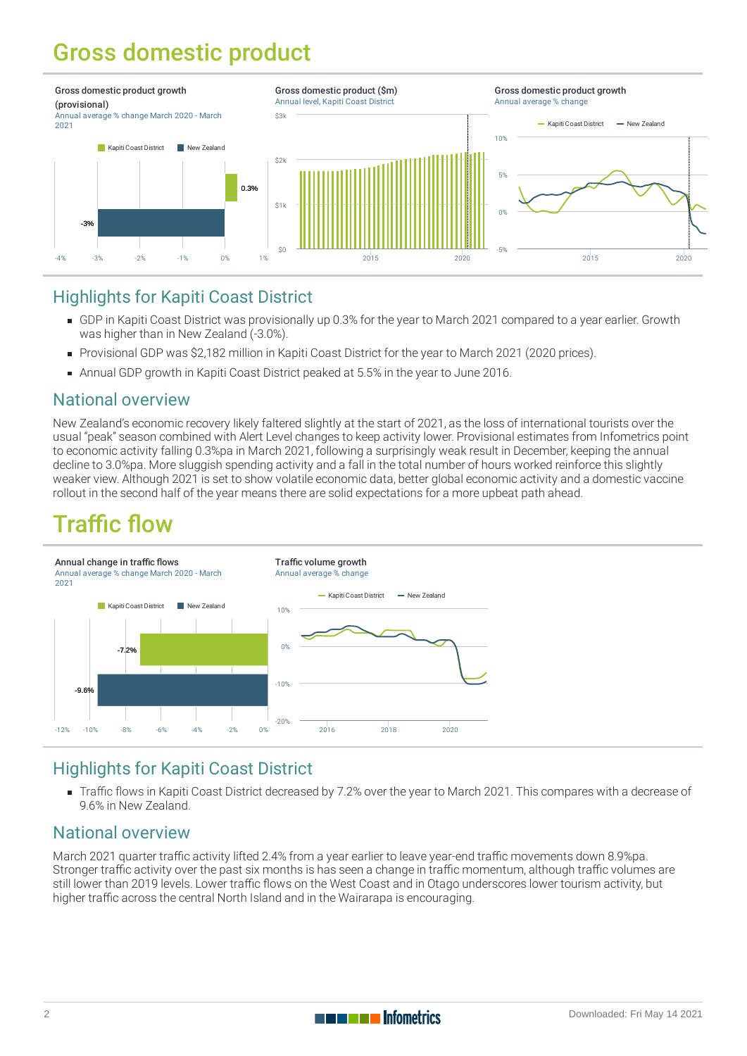# Gross domestic product

**Gross domestic product growth (provisional)**
Annual average % change March 2020 - March 2021

**Gross domestic product ($m)**
Annual level, Kapiti Coast District

**Gross domestic product growth**
Annual average % change

## Highlights for Kapiti Coast District

- GDP in Kapiti Coast District was provisionally up 0.3% for the year to March 2021 compared to a year earlier. Growth was higher than in New Zealand (-3.0%).
- Provisional GDP was $2,182 million in Kapiti Coast District for the year to March 2021 (2020 prices).
- Annual GDP growth in Kapiti Coast District peaked at 5.5% in the year to June 2016.

## National overview

New Zealand's economic recovery likely faltered slightly at the start of 2021, as the loss of international tourists over the usual "peak" season combined with Alert Level changes to keep activity lower. Provisional estimates from Infometrics point to economic activity falling 0.3%pa in March 2021, following a surprisingly weak result in December, keeping the annual decline to 3.0%pa. More sluggish spending activity and a fall in the total number of hours worked reinforce this slightly weaker view. Although 2021 is set to show volatile economic data, better global economic activity and a domestic vaccine rollout in the second half of the year means there are solid expectations for a more upbeat path ahead.

# Traffic flow

**Annual change in traffic flows**
Annual average % change March 2020 - March 2021

**Traffic volume growth**
Annual average % change

## Highlights for Kapiti Coast District

- Traffic flows in Kapiti Coast District decreased by 7.2% over the year to March 2021. This compares with a decrease of 9.6% in New Zealand.

## National overview

March 2021 quarter traffic activity lifted 2.4% from a year earlier to leave year-end traffic movements down 8.9%pa. Stronger traffic activity over the past six months is has seen a change in traffic momentum, although traffic volumes are still lower than 2019 levels. Lower traffic flows on the West Coast and in Otago underscores lower tourism activity, but higher traffic across the central North Island and in the Wairarapa is encouraging.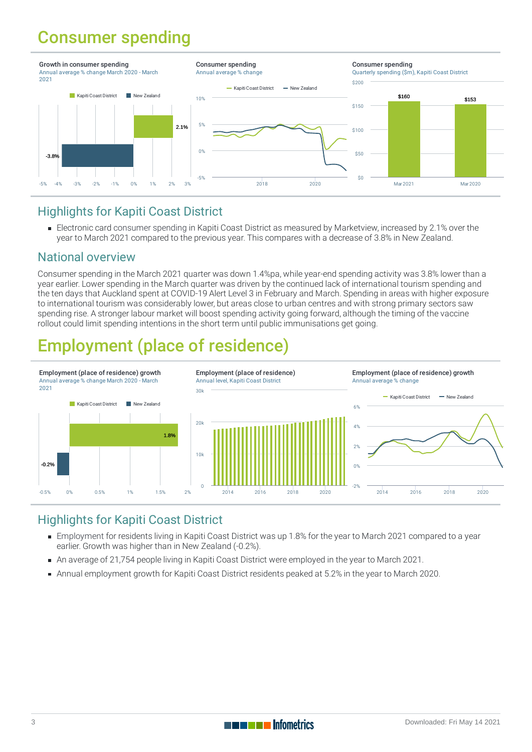# Consumer spending

Growth in consumer spending
Annual average % change March 2020 - March 2021

Consumer spending
Annual average % change

Consumer spending
Quarterly spending ($m), Kapiti Coast District

## Highlights for Kapiti Coast District

- Electronic card consumer spending in Kapiti Coast District as measured by Marketview, increased by 2.1% over the year to March 2021 compared to the previous year. This compares with a decrease of 3.8% in New Zealand.

## National overview

Consumer spending in the March 2021 quarter was down 1.4%pa, while year-end spending activity was 3.8% lower than a year earlier. Lower spending in the March quarter was driven by the continued lack of international tourism spending and the ten days that Auckland spent at COVID-19 Alert Level 3 in February and March. Spending in areas with higher exposure to international tourism was considerably lower, but areas close to urban centres and with strong primary sectors saw spending rise. A stronger labour market will boost spending activity going forward, although the timing of the vaccine rollout could limit spending intentions in the short term until public immunisations get going.

# Employment (place of residence)

Employment (place of residence) growth
Annual average % change March 2020 - March 2021

Employment (place of residence)
Annual level, Kapiti Coast District

Employment (place of residence) growth
Annual average % change

## Highlights for Kapiti Coast District

- Employment for residents living in Kapiti Coast District was up 1.8% for the year to March 2021 compared to a year earlier. Growth was higher than in New Zealand (-0.2%).
- An average of 21,754 people living in Kapiti Coast District were employed in the year to March 2021.
- Annual employment growth for Kapiti Coast District residents peaked at 5.2% in the year to March 2020.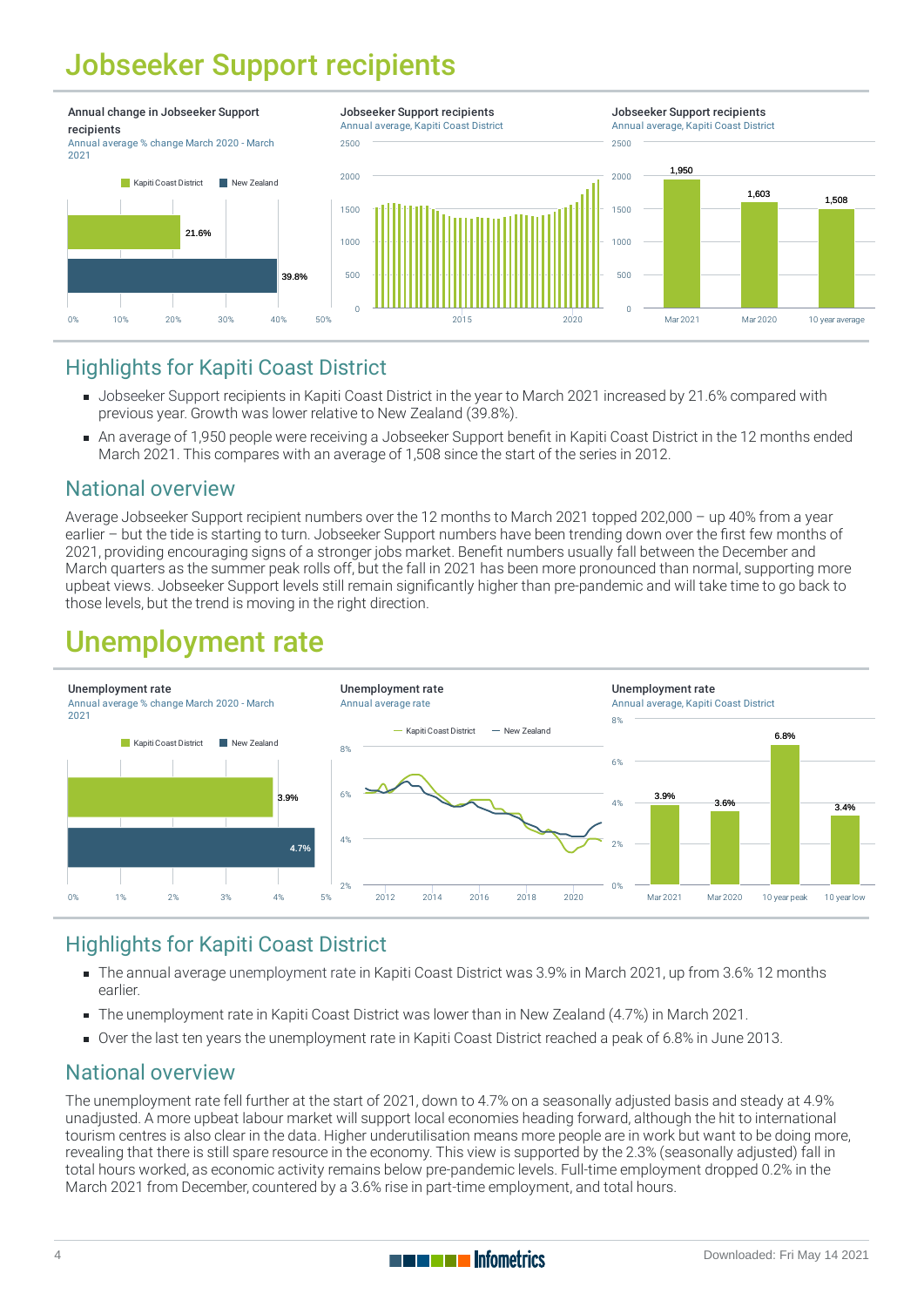# Jobseeker Support recipients

**Annual change in Jobseeker Support recipients**
Annual average % change March 2020 - March 2021

| | % change |
|---|---|
| Kapiti Coast District | 21.6% |
| New Zealand | 39.8% |

**Jobseeker Support recipients**
Annual average, Kapiti Coast District

**Jobseeker Support recipients**
Annual average, Kapiti Coast District

| | Recipients |
|---|---|
| Mar 2021 | 1,950 |
| Mar 2020 | 1,603 |
| 10 year average | 1,508 |

## Highlights for Kapiti Coast District

- Jobseeker Support recipients in Kapiti Coast District in the year to March 2021 increased by 21.6% compared with previous year. Growth was lower relative to New Zealand (39.8%).
- An average of 1,950 people were receiving a Jobseeker Support benefit in Kapiti Coast District in the 12 months ended March 2021. This compares with an average of 1,508 since the start of the series in 2012.

## National overview

Average Jobseeker Support recipient numbers over the 12 months to March 2021 topped 202,000 – up 40% from a year earlier – but the tide is starting to turn. Jobseeker Support numbers have been trending down over the first few months of 2021, providing encouraging signs of a stronger jobs market. Benefit numbers usually fall between the December and March quarters as the summer peak rolls off, but the fall in 2021 has been more pronounced than normal, supporting more upbeat views. Jobseeker Support levels still remain significantly higher than pre-pandemic and will take time to go back to those levels, but the trend is moving in the right direction.

# Unemployment rate

**Unemployment rate**
Annual average % change March 2020 - March 2021

| | Rate |
|---|---|
| Kapiti Coast District | 3.9% |
| New Zealand | 4.7% |

**Unemployment rate**
Annual average rate

**Unemployment rate**
Annual average, Kapiti Coast District

| | Rate |
|---|---|
| Mar 2021 | 3.9% |
| Mar 2020 | 3.6% |
| 10 year peak | 6.8% |
| 10 year low | 3.4% |

## Highlights for Kapiti Coast District

- The annual average unemployment rate in Kapiti Coast District was 3.9% in March 2021, up from 3.6% 12 months earlier.
- The unemployment rate in Kapiti Coast District was lower than in New Zealand (4.7%) in March 2021.
- Over the last ten years the unemployment rate in Kapiti Coast District reached a peak of 6.8% in June 2013.

## National overview

The unemployment rate fell further at the start of 2021, down to 4.7% on a seasonally adjusted basis and steady at 4.9% unadjusted. A more upbeat labour market will support local economies heading forward, although the hit to international tourism centres is also clear in the data. Higher underutilisation means more people are in work but want to be doing more, revealing that there is still spare resource in the economy. This view is supported by the 2.3% (seasonally adjusted) fall in total hours worked, as economic activity remains below pre-pandemic levels. Full-time employment dropped 0.2% in the March 2021 from December, countered by a 3.6% rise in part-time employment, and total hours.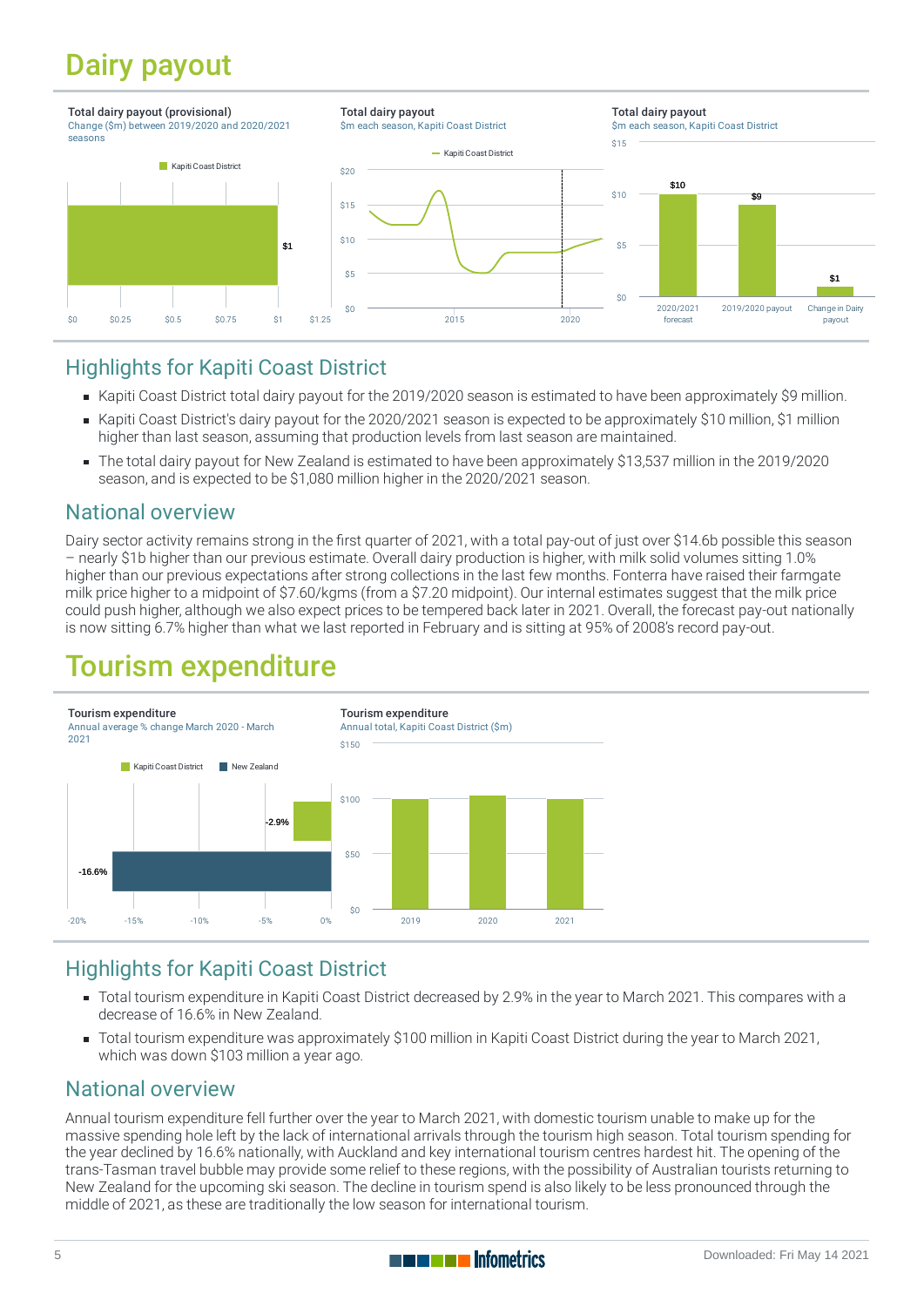# Dairy payout

Total dairy payout (provisional)
Change ($m) between 2019/2020 and 2020/2021 seasons

Kapiti Coast District

$1

$0 $0.25 $0.5 $0.75 $1 $1.25

Total dairy payout
$m each season, Kapiti Coast District

Kapiti Coast District

$20 $15 $10 $5 $0

2015 2020

Total dairy payout
$m each season, Kapiti Coast District

| | 2020/2021 forecast | 2019/2020 payout | Change in Dairy payout |
|---|---|---|---|
| $m | $10 | $9 | $1 |

## Highlights for Kapiti Coast District

- Kapiti Coast District total dairy payout for the 2019/2020 season is estimated to have been approximately $9 million.
- Kapiti Coast District's dairy payout for the 2020/2021 season is expected to be approximately $10 million, $1 million higher than last season, assuming that production levels from last season are maintained.
- The total dairy payout for New Zealand is estimated to have been approximately $13,537 million in the 2019/2020 season, and is expected to be $1,080 million higher in the 2020/2021 season.

## National overview

Dairy sector activity remains strong in the first quarter of 2021, with a total pay-out of just over $14.6b possible this season – nearly $1b higher than our previous estimate. Overall dairy production is higher, with milk solid volumes sitting 1.0% higher than our previous expectations after strong collections in the last few months. Fonterra have raised their farmgate milk price higher to a midpoint of $7.60/kgms (from a $7.20 midpoint). Our internal estimates suggest that the milk price could push higher, although we also expect prices to be tempered back later in 2021. Overall, the forecast pay-out nationally is now sitting 6.7% higher than what we last reported in February and is sitting at 95% of 2008's record pay-out.

# Tourism expenditure

Tourism expenditure
Annual average % change March 2020 - March 2021

| | Annual average % change |
|---|---|
| Kapiti Coast District | -2.9% |
| New Zealand | -16.6% |

Tourism expenditure
Annual total, Kapiti Coast District ($m)

$150 $100 $50 $0

2019 2020 2021

## Highlights for Kapiti Coast District

- Total tourism expenditure in Kapiti Coast District decreased by 2.9% in the year to March 2021. This compares with a decrease of 16.6% in New Zealand.
- Total tourism expenditure was approximately $100 million in Kapiti Coast District during the year to March 2021, which was down $103 million a year ago.

## National overview

Annual tourism expenditure fell further over the year to March 2021, with domestic tourism unable to make up for the massive spending hole left by the lack of international arrivals through the tourism high season. Total tourism spending for the year declined by 16.6% nationally, with Auckland and key international tourism centres hardest hit. The opening of the trans-Tasman travel bubble may provide some relief to these regions, with the possibility of Australian tourists returning to New Zealand for the upcoming ski season. The decline in tourism spend is also likely to be less pronounced through the middle of 2021, as these are traditionally the low season for international tourism.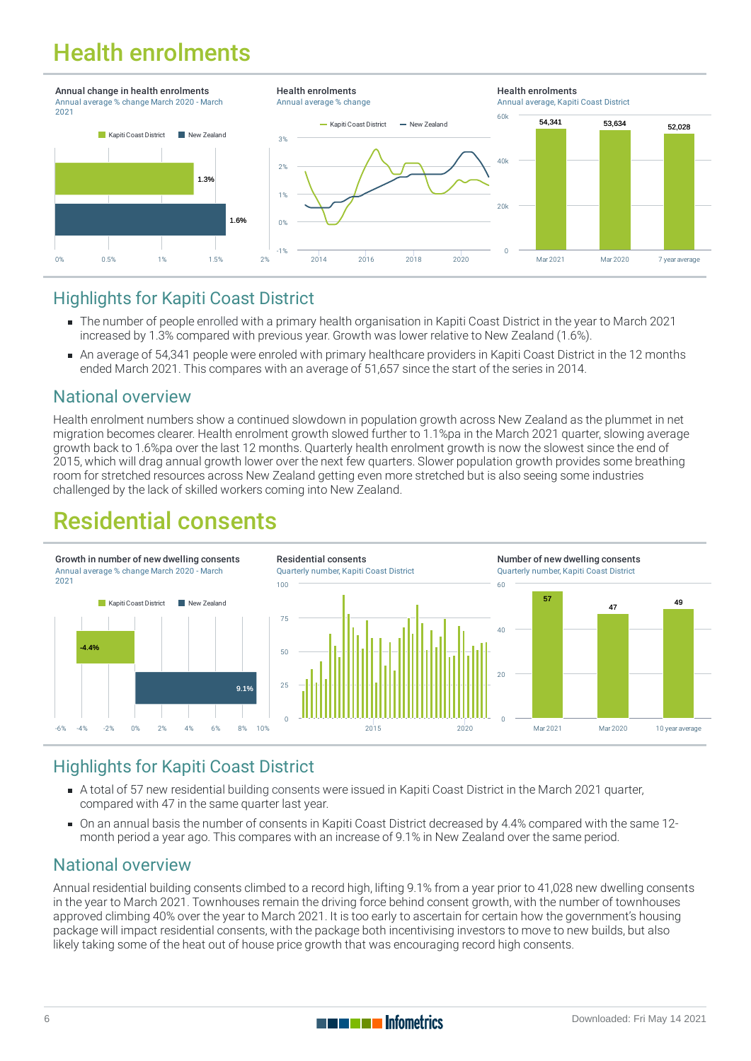# Health enrolments

**Annual change in health enrolments**
Annual average % change March 2020 - March 2021

| | % |
|---|---|
| Kapiti Coast District | 1.3% |
| New Zealand | 1.6% |

**Health enrolments**
Annual average % change

**Health enrolments**
Annual average, Kapiti Coast District

| Mar 2021 | Mar 2020 | 7 year average |
|---|---|---|
| 54,341 | 53,634 | 52,028 |

## Highlights for Kapiti Coast District

- The number of people enrolled with a primary health organisation in Kapiti Coast District in the year to March 2021 increased by 1.3% compared with previous year. Growth was lower relative to New Zealand (1.6%).
- An average of 54,341 people were enroled with primary healthcare providers in Kapiti Coast District in the 12 months ended March 2021. This compares with an average of 51,657 since the start of the series in 2014.

## National overview

Health enrolment numbers show a continued slowdown in population growth across New Zealand as the plummet in net migration becomes clearer. Health enrolment growth slowed further to 1.1%pa in the March 2021 quarter, slowing average growth back to 1.6%pa over the last 12 months. Quarterly health enrolment growth is now the slowest since the end of 2015, which will drag annual growth lower over the next few quarters. Slower population growth provides some breathing room for stretched resources across New Zealand getting even more stretched but is also seeing some industries challenged by the lack of skilled workers coming into New Zealand.

# Residential consents

**Growth in number of new dwelling consents**
Annual average % change March 2020 - March 2021

| | % |
|---|---|
| Kapiti Coast District | -4.4% |
| New Zealand | 9.1% |

**Residential consents**
Quarterly number, Kapiti Coast District

**Number of new dwelling consents**
Quarterly number, Kapiti Coast District

| Mar 2021 | Mar 2020 | 10 year average |
|---|---|---|
| 57 | 47 | 49 |

## Highlights for Kapiti Coast District

- A total of 57 new residential building consents were issued in Kapiti Coast District in the March 2021 quarter, compared with 47 in the same quarter last year.
- On an annual basis the number of consents in Kapiti Coast District decreased by 4.4% compared with the same 12-month period a year ago. This compares with an increase of 9.1% in New Zealand over the same period.

## National overview

Annual residential building consents climbed to a record high, lifting 9.1% from a year prior to 41,028 new dwelling consents in the year to March 2021. Townhouses remain the driving force behind consent growth, with the number of townhouses approved climbing 40% over the year to March 2021. It is too early to ascertain for certain how the government's housing package will impact residential consents, with the package both incentivising investors to move to new builds, but also likely taking some of the heat out of house price growth that was encouraging record high consents.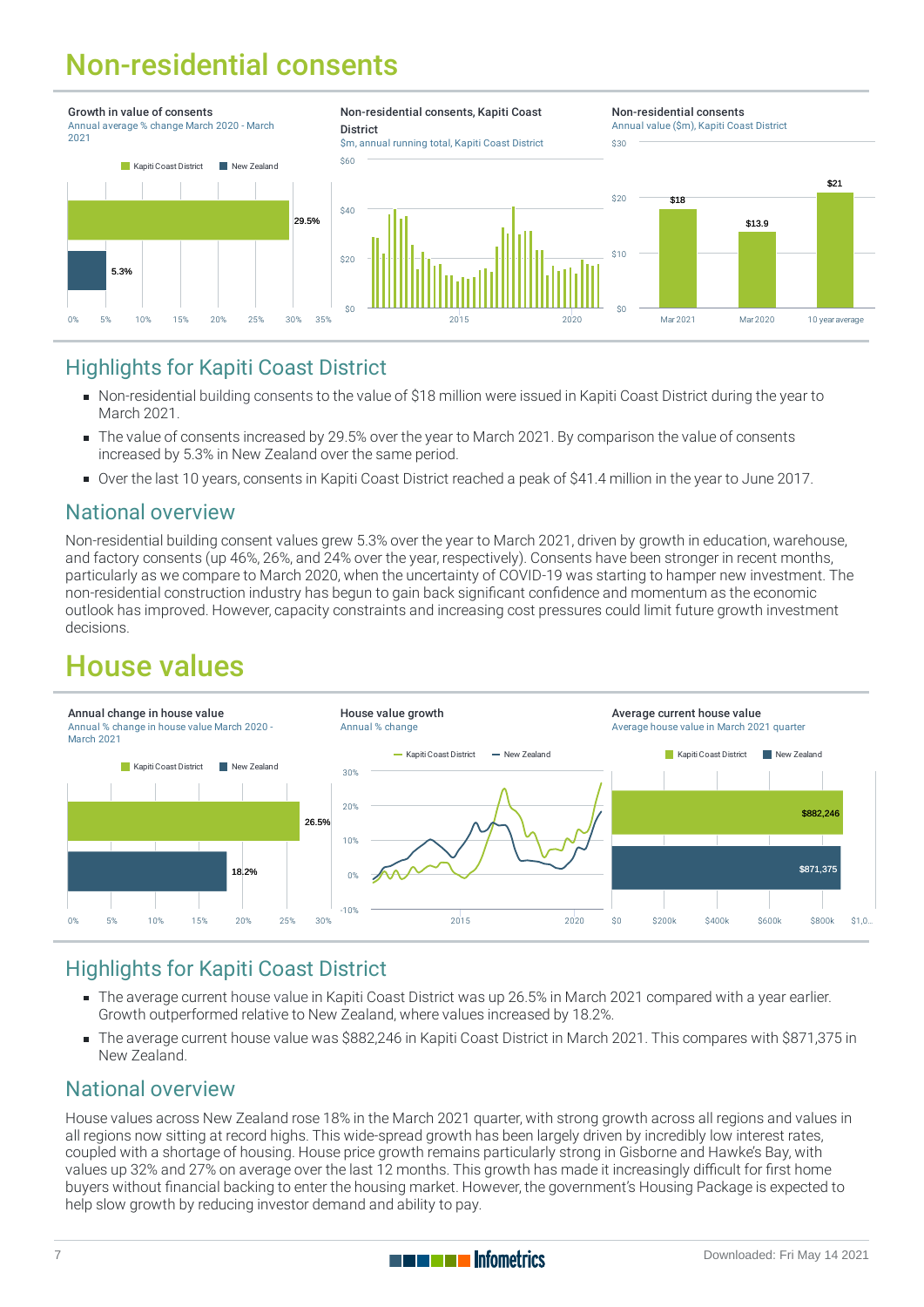# Non-residential consents

**Growth in value of consents**
Annual average % change March 2020 - March 2021

Kapiti Coast District: 29.5%
New Zealand: 5.3%

**Non-residential consents, Kapiti Coast District**
$m, annual running total, Kapiti Coast District

**Non-residential consents**
Annual value ($m), Kapiti Coast District

| Mar 2021 | Mar 2020 | 10 year average |
|---|---|---|
| $18 | $13.9 | $21 |

## Highlights for Kapiti Coast District

- Non-residential building consents to the value of $18 million were issued in Kapiti Coast District during the year to March 2021.
- The value of consents increased by 29.5% over the year to March 2021. By comparison the value of consents increased by 5.3% in New Zealand over the same period.
- Over the last 10 years, consents in Kapiti Coast District reached a peak of $41.4 million in the year to June 2017.

## National overview

Non-residential building consent values grew 5.3% over the year to March 2021, driven by growth in education, warehouse, and factory consents (up 46%, 26%, and 24% over the year, respectively). Consents have been stronger in recent months, particularly as we compare to March 2020, when the uncertainty of COVID-19 was starting to hamper new investment. The non-residential construction industry has begun to gain back significant confidence and momentum as the economic outlook has improved. However, capacity constraints and increasing cost pressures could limit future growth investment decisions.

# House values

**Annual change in house value**
Annual % change in house value March 2020 - March 2021

Kapiti Coast District: 26.5%
New Zealand: 18.2%

**House value growth**
Annual % change

**Average current house value**
Average house value in March 2021 quarter

Kapiti Coast District: $882,246
New Zealand: $871,375

## Highlights for Kapiti Coast District

- The average current house value in Kapiti Coast District was up 26.5% in March 2021 compared with a year earlier. Growth outperformed relative to New Zealand, where values increased by 18.2%.
- The average current house value was $882,246 in Kapiti Coast District in March 2021. This compares with $871,375 in New Zealand.

## National overview

House values across New Zealand rose 18% in the March 2021 quarter, with strong growth across all regions and values in all regions now sitting at record highs. This wide-spread growth has been largely driven by incredibly low interest rates, coupled with a shortage of housing. House price growth remains particularly strong in Gisborne and Hawke's Bay, with values up 32% and 27% on average over the last 12 months. This growth has made it increasingly difficult for first home buyers without financial backing to enter the housing market. However, the government's Housing Package is expected to help slow growth by reducing investor demand and ability to pay.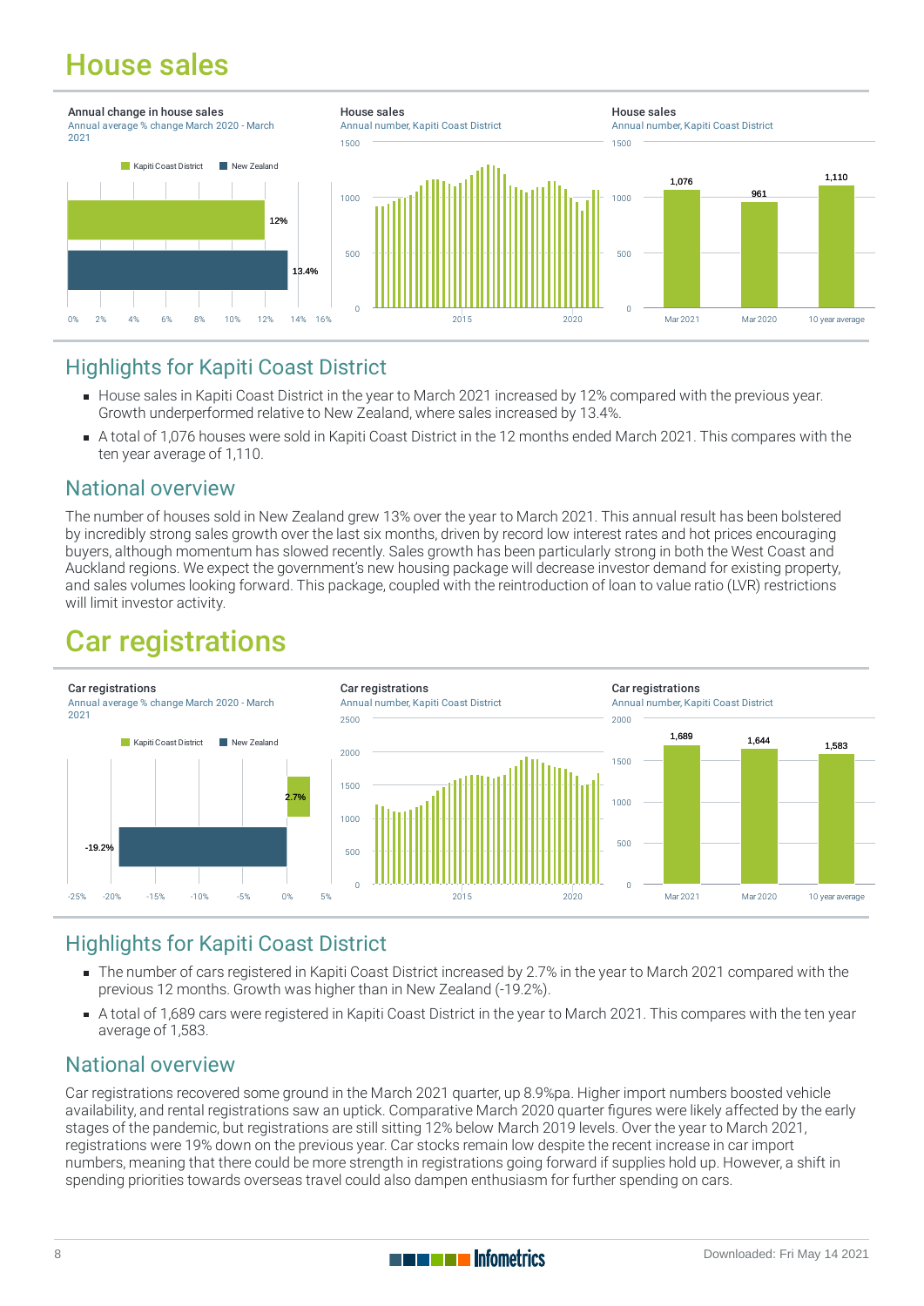# House sales

Annual change in house sales
Annual average % change March 2020 - March 2021

Kapiti Coast District: 12%
New Zealand: 13.4%

House sales
Annual number, Kapiti Coast District

House sales
Annual number, Kapiti Coast District

| Mar 2021 | Mar 2020 | 10 year average |
|---|---|---|
| 1,076 | 961 | 1,110 |

## Highlights for Kapiti Coast District

- House sales in Kapiti Coast District in the year to March 2021 increased by 12% compared with the previous year. Growth underperformed relative to New Zealand, where sales increased by 13.4%.
- A total of 1,076 houses were sold in Kapiti Coast District in the 12 months ended March 2021. This compares with the ten year average of 1,110.

## National overview

The number of houses sold in New Zealand grew 13% over the year to March 2021. This annual result has been bolstered by incredibly strong sales growth over the last six months, driven by record low interest rates and hot prices encouraging buyers, although momentum has slowed recently. Sales growth has been particularly strong in both the West Coast and Auckland regions. We expect the government's new housing package will decrease investor demand for existing property, and sales volumes looking forward. This package, coupled with the reintroduction of loan to value ratio (LVR) restrictions will limit investor activity.

# Car registrations

Car registrations
Annual average % change March 2020 - March 2021

Kapiti Coast District: 2.7%
New Zealand: -19.2%

Car registrations
Annual number, Kapiti Coast District

Car registrations
Annual number, Kapiti Coast District

| Mar 2021 | Mar 2020 | 10 year average |
|---|---|---|
| 1,689 | 1,644 | 1,583 |

## Highlights for Kapiti Coast District

- The number of cars registered in Kapiti Coast District increased by 2.7% in the year to March 2021 compared with the previous 12 months. Growth was higher than in New Zealand (-19.2%).
- A total of 1,689 cars were registered in Kapiti Coast District in the year to March 2021. This compares with the ten year average of 1,583.

## National overview

Car registrations recovered some ground in the March 2021 quarter, up 8.9%pa. Higher import numbers boosted vehicle availability, and rental registrations saw an uptick. Comparative March 2020 quarter figures were likely affected by the early stages of the pandemic, but registrations are still sitting 12% below March 2019 levels. Over the year to March 2021, registrations were 19% down on the previous year. Car stocks remain low despite the recent increase in car import numbers, meaning that there could be more strength in registrations going forward if supplies hold up. However, a shift in spending priorities towards overseas travel could also dampen enthusiasm for further spending on cars.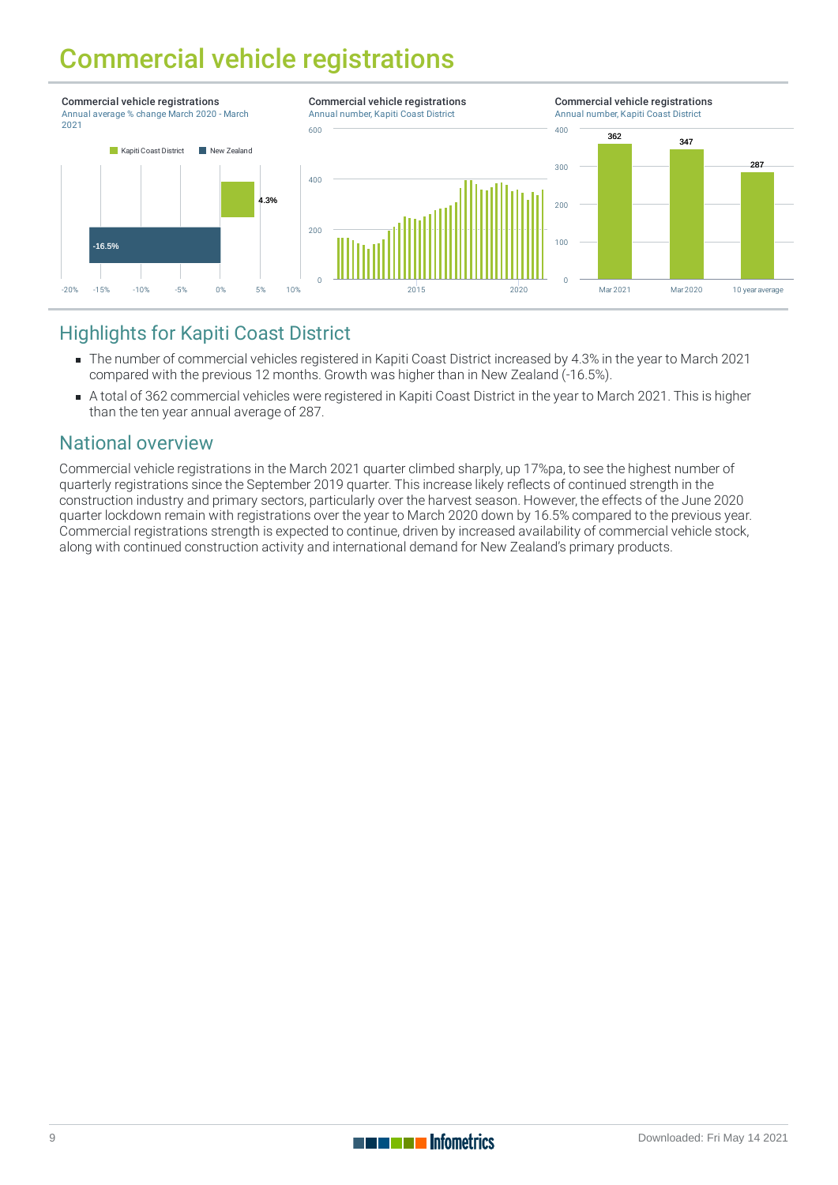# Commercial vehicle registrations

**Commercial vehicle registrations**
Annual average % change March 2020 - March 2021

| | % change |
|---|---|
| Kapiti Coast District | 4.3% |
| New Zealand | -16.5% |

**Commercial vehicle registrations**
Annual number, Kapiti Coast District

**Commercial vehicle registrations**
Annual number, Kapiti Coast District

| Mar 2021 | Mar 2020 | 10 year average |
|---|---|---|
| 362 | 347 | 287 |

## Highlights for Kapiti Coast District

- The number of commercial vehicles registered in Kapiti Coast District increased by 4.3% in the year to March 2021 compared with the previous 12 months. Growth was higher than in New Zealand (-16.5%).
- A total of 362 commercial vehicles were registered in Kapiti Coast District in the year to March 2021. This is higher than the ten year annual average of 287.

## National overview

Commercial vehicle registrations in the March 2021 quarter climbed sharply, up 17%pa, to see the highest number of quarterly registrations since the September 2019 quarter. This increase likely reflects of continued strength in the construction industry and primary sectors, particularly over the harvest season. However, the effects of the June 2020 quarter lockdown remain with registrations over the year to March 2020 down by 16.5% compared to the previous year. Commercial registrations strength is expected to continue, driven by increased availability of commercial vehicle stock, along with continued construction activity and international demand for New Zealand's primary products.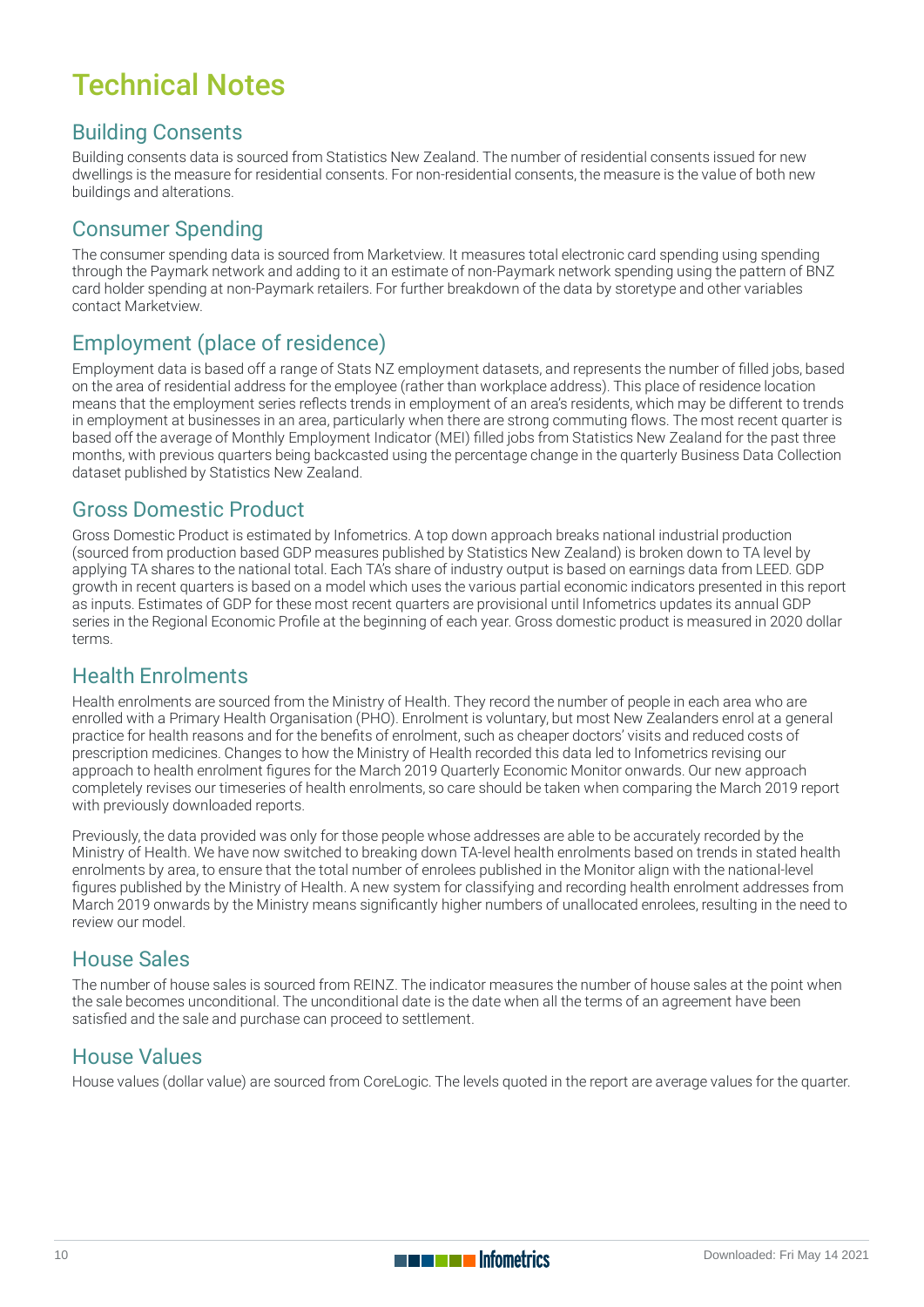# Technical Notes

## Building Consents

Building consents data is sourced from Statistics New Zealand. The number of residential consents issued for new dwellings is the measure for residential consents. For non-residential consents, the measure is the value of both new buildings and alterations.

## Consumer Spending

The consumer spending data is sourced from Marketview. It measures total electronic card spending using spending through the Paymark network and adding to it an estimate of non-Paymark network spending using the pattern of BNZ card holder spending at non-Paymark retailers. For further breakdown of the data by storetype and other variables contact Marketview.

## Employment (place of residence)

Employment data is based off a range of Stats NZ employment datasets, and represents the number of filled jobs, based on the area of residential address for the employee (rather than workplace address). This place of residence location means that the employment series reflects trends in employment of an area's residents, which may be different to trends in employment at businesses in an area, particularly when there are strong commuting flows. The most recent quarter is based off the average of Monthly Employment Indicator (MEI) filled jobs from Statistics New Zealand for the past three months, with previous quarters being backcasted using the percentage change in the quarterly Business Data Collection dataset published by Statistics New Zealand.

## Gross Domestic Product

Gross Domestic Product is estimated by Infometrics. A top down approach breaks national industrial production (sourced from production based GDP measures published by Statistics New Zealand) is broken down to TA level by applying TA shares to the national total. Each TA's share of industry output is based on earnings data from LEED. GDP growth in recent quarters is based on a model which uses the various partial economic indicators presented in this report as inputs. Estimates of GDP for these most recent quarters are provisional until Infometrics updates its annual GDP series in the Regional Economic Profile at the beginning of each year. Gross domestic product is measured in 2020 dollar terms.

## Health Enrolments

Health enrolments are sourced from the Ministry of Health. They record the number of people in each area who are enrolled with a Primary Health Organisation (PHO). Enrolment is voluntary, but most New Zealanders enrol at a general practice for health reasons and for the benefits of enrolment, such as cheaper doctors' visits and reduced costs of prescription medicines. Changes to how the Ministry of Health recorded this data led to Infometrics revising our approach to health enrolment figures for the March 2019 Quarterly Economic Monitor onwards. Our new approach completely revises our timeseries of health enrolments, so care should be taken when comparing the March 2019 report with previously downloaded reports.

Previously, the data provided was only for those people whose addresses are able to be accurately recorded by the Ministry of Health. We have now switched to breaking down TA-level health enrolments based on trends in stated health enrolments by area, to ensure that the total number of enrolees published in the Monitor align with the national-level figures published by the Ministry of Health. A new system for classifying and recording health enrolment addresses from March 2019 onwards by the Ministry means significantly higher numbers of unallocated enrolees, resulting in the need to review our model.

## House Sales

The number of house sales is sourced from REINZ. The indicator measures the number of house sales at the point when the sale becomes unconditional. The unconditional date is the date when all the terms of an agreement have been satisfied and the sale and purchase can proceed to settlement.

## House Values

House values (dollar value) are sourced from CoreLogic. The levels quoted in the report are average values for the quarter.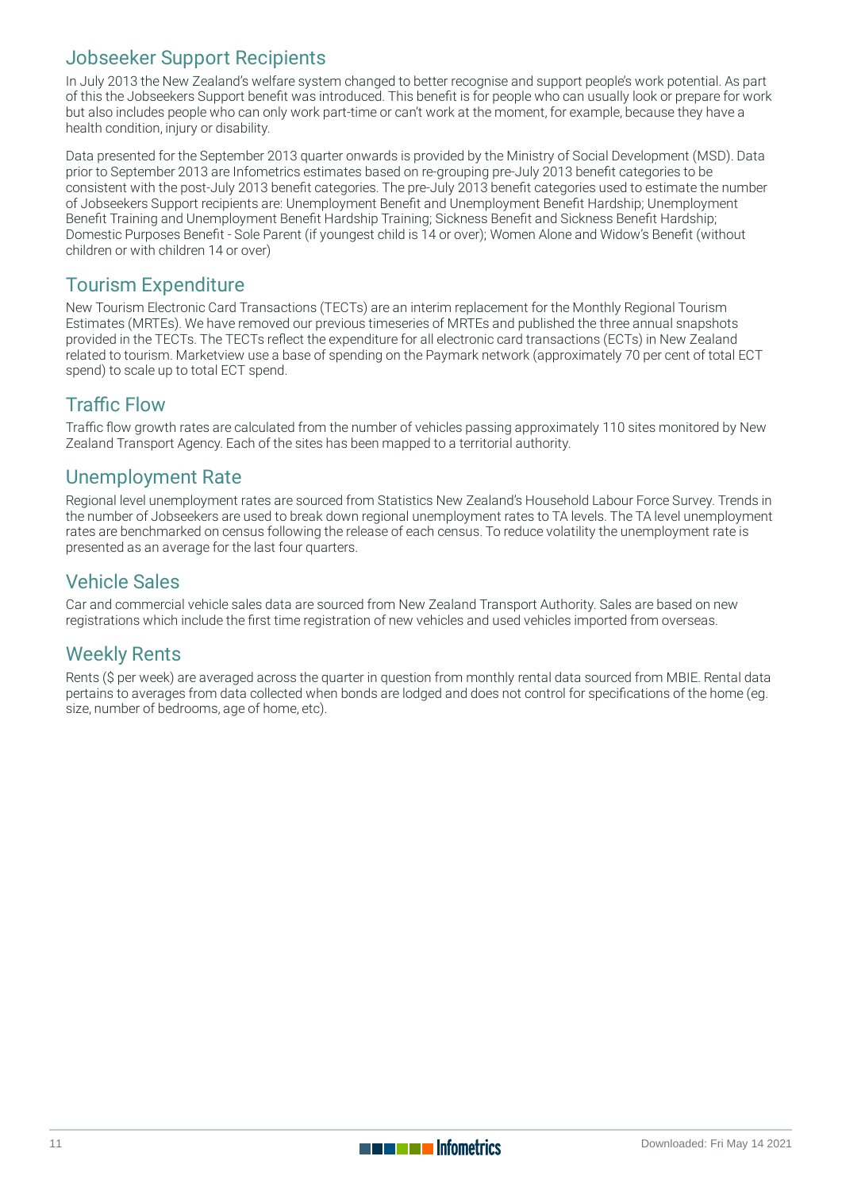## Jobseeker Support Recipients

In July 2013 the New Zealand's welfare system changed to better recognise and support people's work potential. As part of this the Jobseekers Support benefit was introduced. This benefit is for people who can usually look or prepare for work but also includes people who can only work part-time or can't work at the moment, for example, because they have a health condition, injury or disability.

Data presented for the September 2013 quarter onwards is provided by the Ministry of Social Development (MSD). Data prior to September 2013 are Infometrics estimates based on re-grouping pre-July 2013 benefit categories to be consistent with the post-July 2013 benefit categories. The pre-July 2013 benefit categories used to estimate the number of Jobseekers Support recipients are: Unemployment Benefit and Unemployment Benefit Hardship; Unemployment Benefit Training and Unemployment Benefit Hardship Training; Sickness Benefit and Sickness Benefit Hardship; Domestic Purposes Benefit - Sole Parent (if youngest child is 14 or over); Women Alone and Widow's Benefit (without children or with children 14 or over)

## Tourism Expenditure

New Tourism Electronic Card Transactions (TECTs) are an interim replacement for the Monthly Regional Tourism Estimates (MRTEs). We have removed our previous timeseries of MRTEs and published the three annual snapshots provided in the TECTs. The TECTs reflect the expenditure for all electronic card transactions (ECTs) in New Zealand related to tourism. Marketview use a base of spending on the Paymark network (approximately 70 per cent of total ECT spend) to scale up to total ECT spend.

## Traffic Flow

Traffic flow growth rates are calculated from the number of vehicles passing approximately 110 sites monitored by New Zealand Transport Agency. Each of the sites has been mapped to a territorial authority.

## Unemployment Rate

Regional level unemployment rates are sourced from Statistics New Zealand's Household Labour Force Survey. Trends in the number of Jobseekers are used to break down regional unemployment rates to TA levels. The TA level unemployment rates are benchmarked on census following the release of each census. To reduce volatility the unemployment rate is presented as an average for the last four quarters.

## Vehicle Sales

Car and commercial vehicle sales data are sourced from New Zealand Transport Authority. Sales are based on new registrations which include the first time registration of new vehicles and used vehicles imported from overseas.

## Weekly Rents

Rents ($ per week) are averaged across the quarter in question from monthly rental data sourced from MBIE. Rental data pertains to averages from data collected when bonds are lodged and does not control for specifications of the home (eg. size, number of bedrooms, age of home, etc).